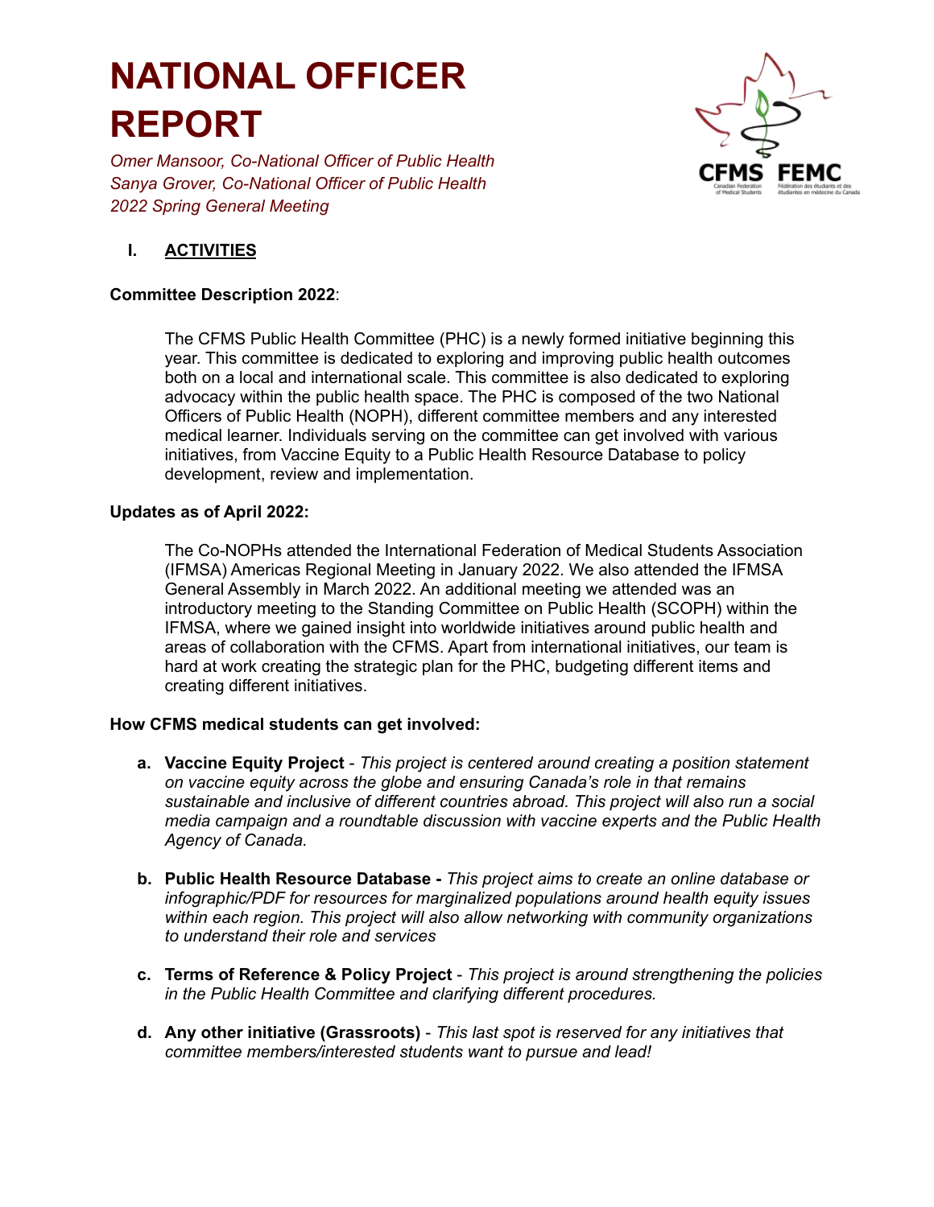# NATIONAL OFFICER REPORT

*Omer Mansoor, Co-National Officer of Public Health*
*Sanya Grover, Co-National Officer of Public Health*
*2022 Spring General Meeting*

## I. ACTIVITIES

**Committee Description 2022**:

The CFMS Public Health Committee (PHC) is a newly formed initiative beginning this year. This committee is dedicated to exploring and improving public health outcomes both on a local and international scale. This committee is also dedicated to exploring advocacy within the public health space. The PHC is composed of the two National Officers of Public Health (NOPH), different committee members and any interested medical learner. Individuals serving on the committee can get involved with various initiatives, from Vaccine Equity to a Public Health Resource Database to policy development, review and implementation.

**Updates as of April 2022:**

The Co-NOPHs attended the International Federation of Medical Students Association (IFMSA) Americas Regional Meeting in January 2022. We also attended the IFMSA General Assembly in March 2022. An additional meeting we attended was an introductory meeting to the Standing Committee on Public Health (SCOPH) within the IFMSA, where we gained insight into worldwide initiatives around public health and areas of collaboration with the CFMS. Apart from international initiatives, our team is hard at work creating the strategic plan for the PHC, budgeting different items and creating different initiatives.

**How CFMS medical students can get involved:**

a. **Vaccine Equity Project** - *This project is centered around creating a position statement on vaccine equity across the globe and ensuring Canada's role in that remains sustainable and inclusive of different countries abroad. This project will also run a social media campaign and a roundtable discussion with vaccine experts and the Public Health Agency of Canada.*

b. **Public Health Resource Database -** *This project aims to create an online database or infographic/PDF for resources for marginalized populations around health equity issues within each region. This project will also allow networking with community organizations to understand their role and services*

c. **Terms of Reference & Policy Project** - *This project is around strengthening the policies in the Public Health Committee and clarifying different procedures.*

d. **Any other initiative (Grassroots)** - *This last spot is reserved for any initiatives that committee members/interested students want to pursue and lead!*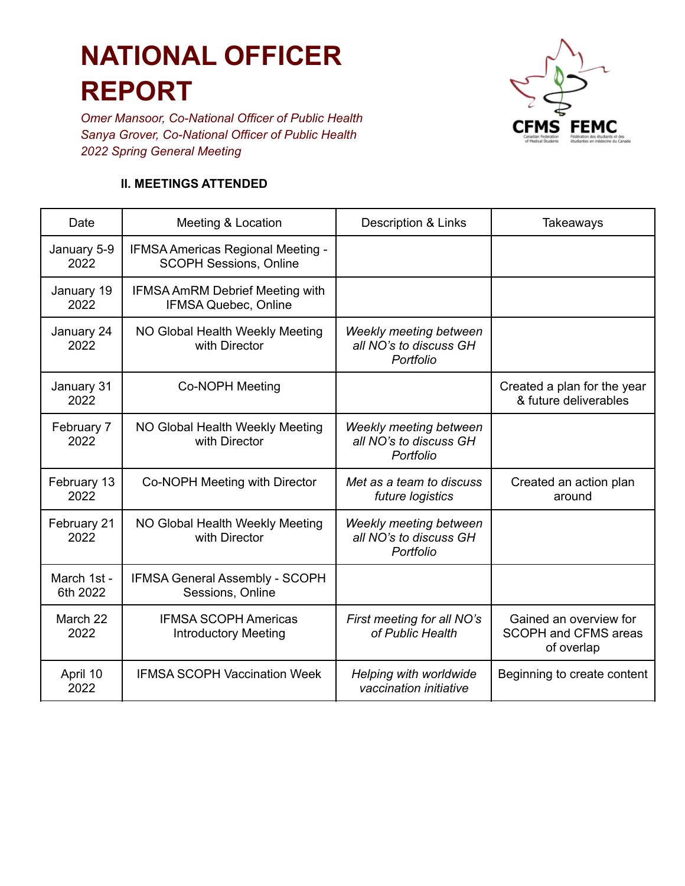# NATIONAL OFFICER REPORT

*Omer Mansoor, Co-National Officer of Public Health*
*Sanya Grover, Co-National Officer of Public Health*
*2022 Spring General Meeting*

### II. MEETINGS ATTENDED

| Date | Meeting & Location | Description & Links | Takeaways |
|---|---|---|---|
| January 5-9 2022 | IFMSA Americas Regional Meeting - SCOPH Sessions, Online | | |
| January 19 2022 | IFMSA AmRM Debrief Meeting with IFMSA Quebec, Online | | |
| January 24 2022 | NO Global Health Weekly Meeting with Director | *Weekly meeting between all NO's to discuss GH Portfolio* | |
| January 31 2022 | Co-NOPH Meeting | | Created a plan for the year & future deliverables |
| February 7 2022 | NO Global Health Weekly Meeting with Director | *Weekly meeting between all NO's to discuss GH Portfolio* | |
| February 13 2022 | Co-NOPH Meeting with Director | *Met as a team to discuss future logistics* | Created an action plan around |
| February 21 2022 | NO Global Health Weekly Meeting with Director | *Weekly meeting between all NO's to discuss GH Portfolio* | |
| March 1st - 6th 2022 | IFMSA General Assembly - SCOPH Sessions, Online | | |
| March 22 2022 | IFMSA SCOPH Americas Introductory Meeting | *First meeting for all NO's of Public Health* | Gained an overview for SCOPH and CFMS areas of overlap |
| April 10 2022 | IFMSA SCOPH Vaccination Week | *Helping with worldwide vaccination initiative* | Beginning to create content |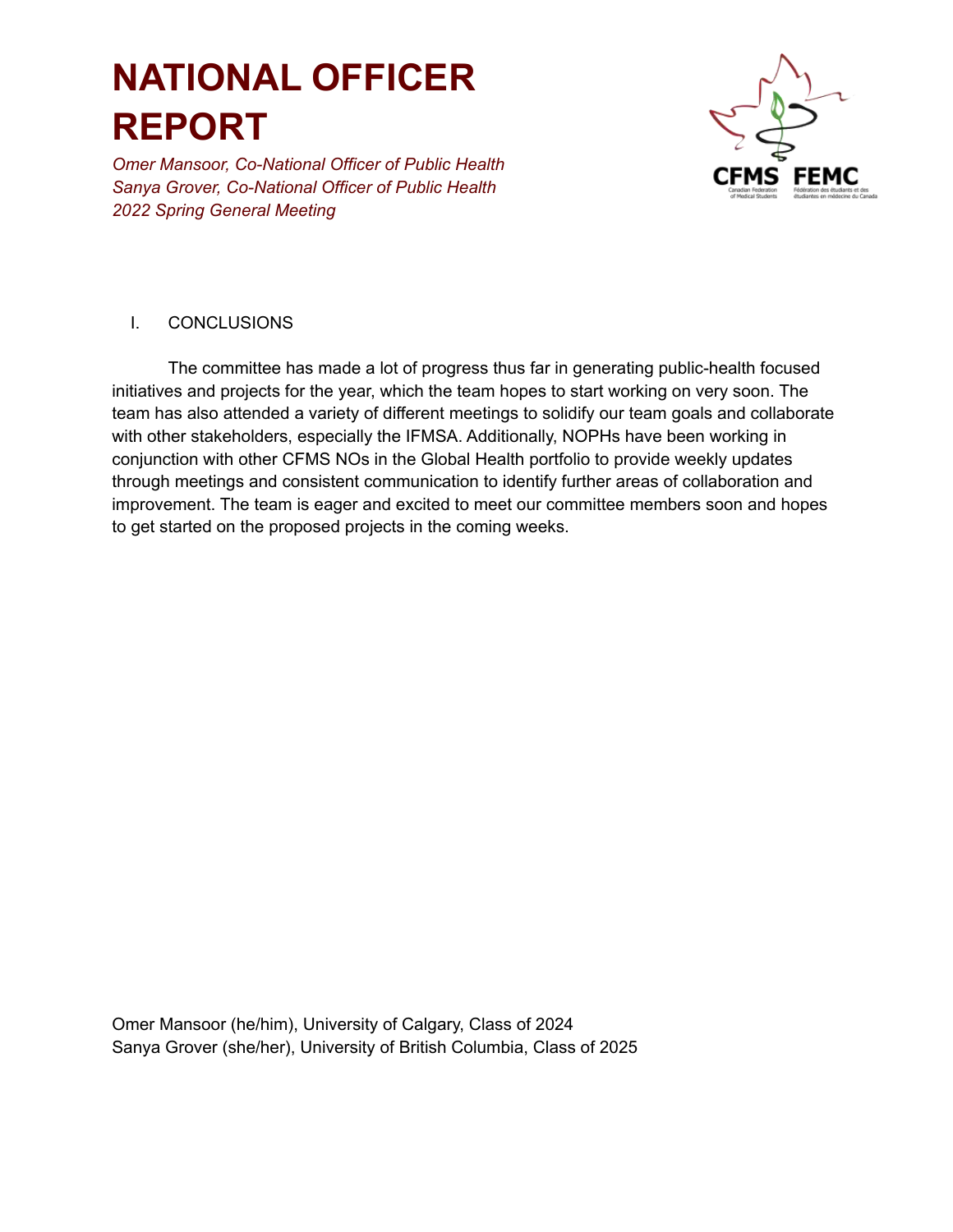# NATIONAL OFFICER REPORT

*Omer Mansoor, Co-National Officer of Public Health*
*Sanya Grover, Co-National Officer of Public Health*
*2022 Spring General Meeting*

## I. CONCLUSIONS

The committee has made a lot of progress thus far in generating public-health focused initiatives and projects for the year, which the team hopes to start working on very soon. The team has also attended a variety of different meetings to solidify our team goals and collaborate with other stakeholders, especially the IFMSA. Additionally, NOPHs have been working in conjunction with other CFMS NOs in the Global Health portfolio to provide weekly updates through meetings and consistent communication to identify further areas of collaboration and improvement. The team is eager and excited to meet our committee members soon and hopes to get started on the proposed projects in the coming weeks.

Omer Mansoor (he/him), University of Calgary, Class of 2024
Sanya Grover (she/her), University of British Columbia, Class of 2025